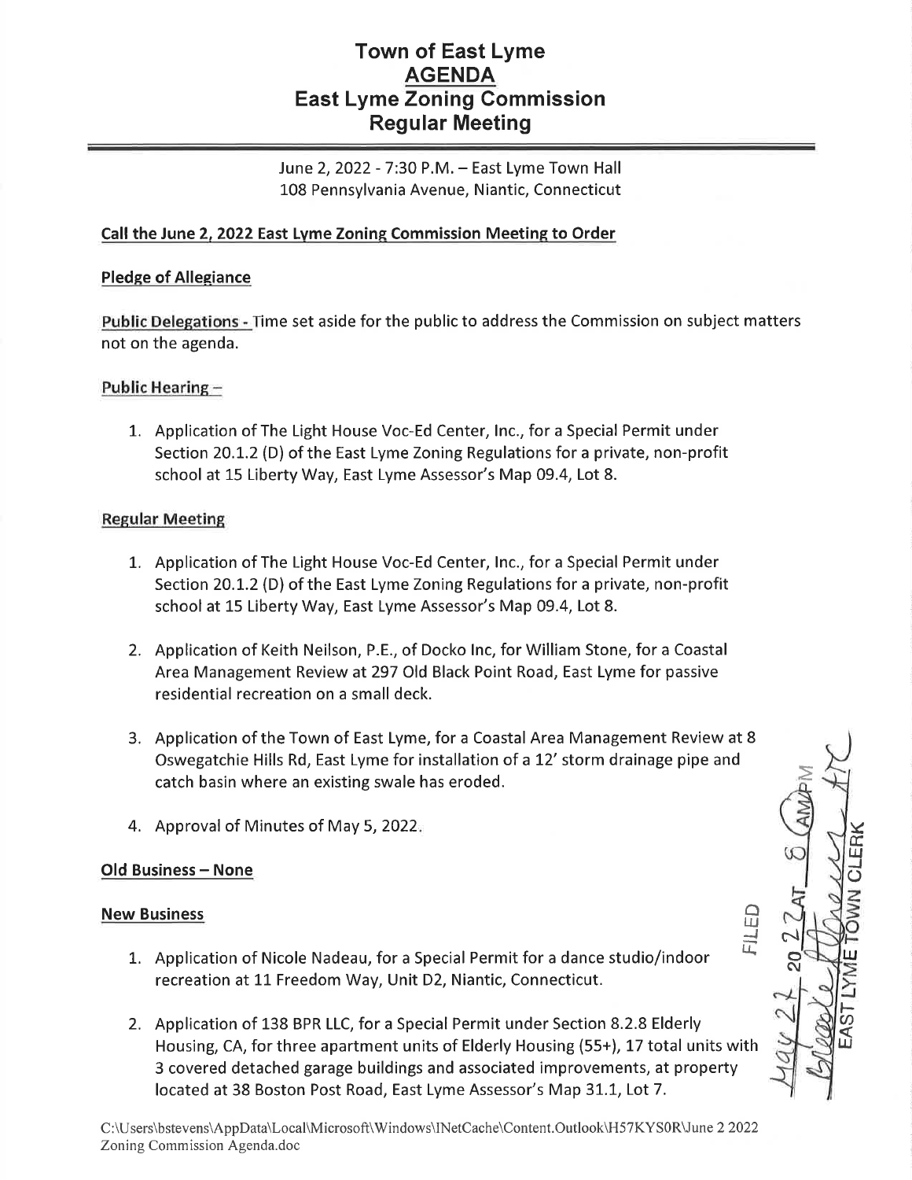# Town of East Lyme
## AGENDA
## East Lyme Zoning Commission
## Regular Meeting

June 2, 2022 - 7:30 P.M. – East Lyme Town Hall
108 Pennsylvania Avenue, Niantic, Connecticut

**Call the June 2, 2022 East Lyme Zoning Commission Meeting to Order**

**Pledge of Allegiance**

**Public Delegations -** Time set aside for the public to address the Commission on subject matters not on the agenda.

**Public Hearing –**

1. Application of The Light House Voc-Ed Center, Inc., for a Special Permit under Section 20.1.2 (D) of the East Lyme Zoning Regulations for a private, non-profit school at 15 Liberty Way, East Lyme Assessor's Map 09.4, Lot 8.

**Regular Meeting**

1. Application of The Light House Voc-Ed Center, Inc., for a Special Permit under Section 20.1.2 (D) of the East Lyme Zoning Regulations for a private, non-profit school at 15 Liberty Way, East Lyme Assessor's Map 09.4, Lot 8.

2. Application of Keith Neilson, P.E., of Docko Inc, for William Stone, for a Coastal Area Management Review at 297 Old Black Point Road, East Lyme for passive residential recreation on a small deck.

3. Application of the Town of East Lyme, for a Coastal Area Management Review at 8 Oswegatchie Hills Rd, East Lyme for installation of a 12' storm drainage pipe and catch basin where an existing swale has eroded.

4. Approval of Minutes of May 5, 2022.

**Old Business – None**

**New Business**

1. Application of Nicole Nadeau, for a Special Permit for a dance studio/indoor recreation at 11 Freedom Way, Unit D2, Niantic, Connecticut.

2. Application of 138 BPR LLC, for a Special Permit under Section 8.2.8 Elderly Housing, CA, for three apartment units of Elderly Housing (55+), 17 total units with 3 covered detached garage buildings and associated improvements, at property located at 38 Boston Post Road, East Lyme Assessor's Map 31.1, Lot 7.

FILED May 27 2022 AT 8 AM
Brooke Stevens, ATC
EAST LYME TOWN CLERK

C:\Users\bstevens\AppData\Local\Microsoft\Windows\INetCache\Content.Outlook\H57KYS0R\June 2 2022 Zoning Commission Agenda.doc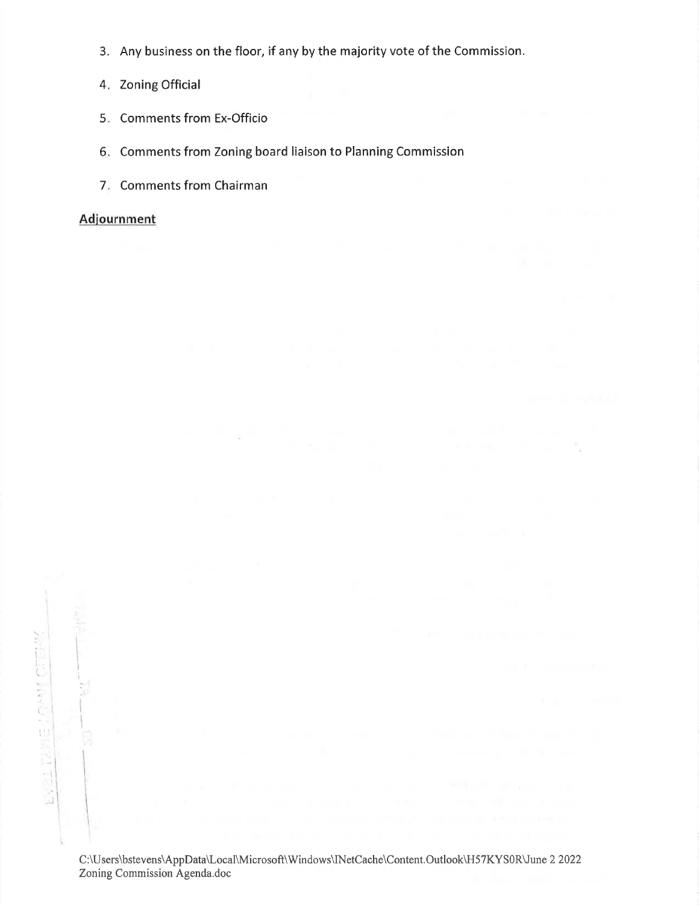3. Any business on the floor, if any by the majority vote of the Commission.
4. Zoning Official
5. Comments from Ex-Officio
6. Comments from Zoning board liaison to Planning Commission
7. Comments from Chairman

**Adjournment**

C:\Users\bstevens\AppData\Local\Microsoft\Windows\INetCache\Content.Outlook\H57KYS0R\June 2 2022 Zoning Commission Agenda.doc